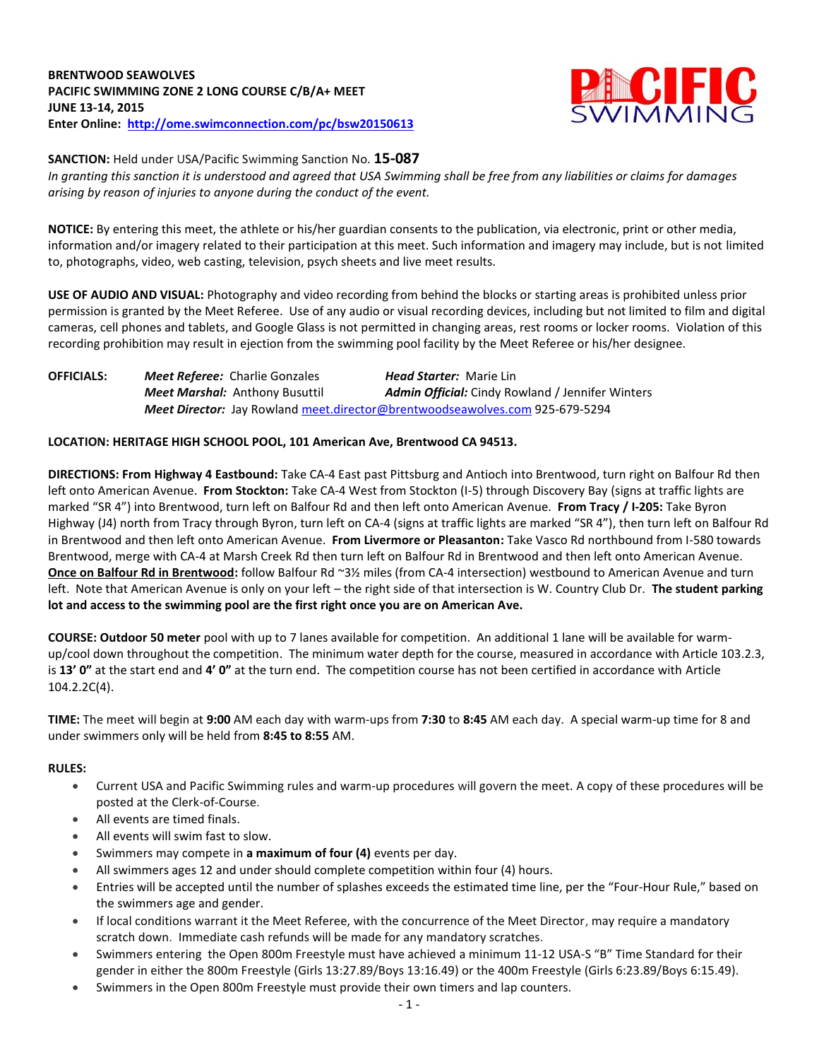**BRENTWOOD SEAWOLVES**
**PACIFIC SWIMMING ZONE 2 LONG COURSE C/B/A+ MEET**
**JUNE 13-14, 2015**
**Enter Online: http://ome.swimconnection.com/pc/bsw20150613**

**SANCTION:** Held under USA/Pacific Swimming Sanction No. **15-087**
*In granting this sanction it is understood and agreed that USA Swimming shall be free from any liabilities or claims for damages arising by reason of injuries to anyone during the conduct of the event.*

**NOTICE:** By entering this meet, the athlete or his/her guardian consents to the publication, via electronic, print or other media, information and/or imagery related to their participation at this meet. Such information and imagery may include, but is not limited to, photographs, video, web casting, television, psych sheets and live meet results.

**USE OF AUDIO AND VISUAL:** Photography and video recording from behind the blocks or starting areas is prohibited unless prior permission is granted by the Meet Referee. Use of any audio or visual recording devices, including but not limited to film and digital cameras, cell phones and tablets, and Google Glass is not permitted in changing areas, rest rooms or locker rooms. Violation of this recording prohibition may result in ejection from the swimming pool facility by the Meet Referee or his/her designee.

**OFFICIALS:**
*Meet Referee:* Charlie Gonzales
*Head Starter:* Marie Lin
*Meet Marshal:* Anthony Busuttil
*Admin Official:* Cindy Rowland / Jennifer Winters
*Meet Director:* Jay Rowland meet.director@brentwoodseawolves.com 925-679-5294

**LOCATION: HERITAGE HIGH SCHOOL POOL, 101 American Ave, Brentwood CA 94513.**

**DIRECTIONS: From Highway 4 Eastbound:** Take CA-4 East past Pittsburg and Antioch into Brentwood, turn right on Balfour Rd then left onto American Avenue. **From Stockton:** Take CA-4 West from Stockton (I-5) through Discovery Bay (signs at traffic lights are marked "SR 4") into Brentwood, turn left on Balfour Rd and then left onto American Avenue. **From Tracy / I-205:** Take Byron Highway (J4) north from Tracy through Byron, turn left on CA-4 (signs at traffic lights are marked "SR 4"), then turn left on Balfour Rd in Brentwood and then left onto American Avenue. **From Livermore or Pleasanton:** Take Vasco Rd northbound from I-580 towards Brentwood, merge with CA-4 at Marsh Creek Rd then turn left on Balfour Rd in Brentwood and then left onto American Avenue. **Once on Balfour Rd in Brentwood:** follow Balfour Rd ~3½ miles (from CA-4 intersection) westbound to American Avenue and turn left. Note that American Avenue is only on your left – the right side of that intersection is W. Country Club Dr. **The student parking lot and access to the swimming pool are the first right once you are on American Ave.**

**COURSE: Outdoor 50 meter** pool with up to 7 lanes available for competition. An additional 1 lane will be available for warm-up/cool down throughout the competition. The minimum water depth for the course, measured in accordance with Article 103.2.3, is **13' 0"** at the start end and **4' 0"** at the turn end. The competition course has not been certified in accordance with Article 104.2.2C(4).

**TIME:** The meet will begin at **9:00** AM each day with warm-ups from **7:30** to **8:45** AM each day. A special warm-up time for 8 and under swimmers only will be held from **8:45 to 8:55** AM.

**RULES:**

- Current USA and Pacific Swimming rules and warm-up procedures will govern the meet. A copy of these procedures will be posted at the Clerk-of-Course.
- All events are timed finals.
- All events will swim fast to slow.
- Swimmers may compete in **a maximum of four (4)** events per day.
- All swimmers ages 12 and under should complete competition within four (4) hours.
- Entries will be accepted until the number of splashes exceeds the estimated time line, per the "Four-Hour Rule," based on the swimmers age and gender.
- If local conditions warrant it the Meet Referee, with the concurrence of the Meet Director, may require a mandatory scratch down. Immediate cash refunds will be made for any mandatory scratches.
- Swimmers entering the Open 800m Freestyle must have achieved a minimum 11-12 USA-S "B" Time Standard for their gender in either the 800m Freestyle (Girls 13:27.89/Boys 13:16.49) or the 400m Freestyle (Girls 6:23.89/Boys 6:15.49).
- Swimmers in the Open 800m Freestyle must provide their own timers and lap counters.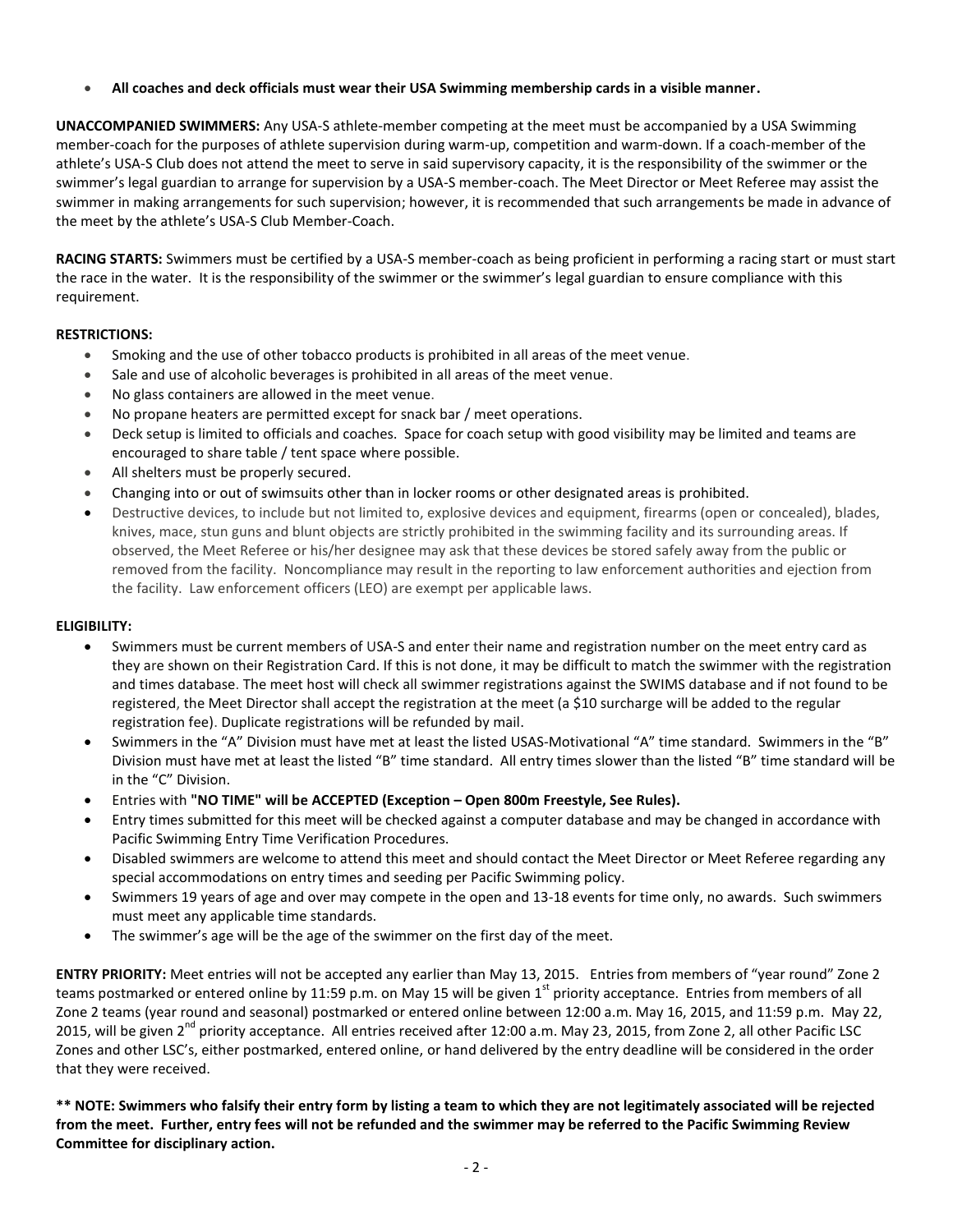- **All coaches and deck officials must wear their USA Swimming membership cards in a visible manner.**

**UNACCOMPANIED SWIMMERS:** Any USA-S athlete-member competing at the meet must be accompanied by a USA Swimming member-coach for the purposes of athlete supervision during warm-up, competition and warm-down. If a coach-member of the athlete's USA-S Club does not attend the meet to serve in said supervisory capacity, it is the responsibility of the swimmer or the swimmer's legal guardian to arrange for supervision by a USA-S member-coach. The Meet Director or Meet Referee may assist the swimmer in making arrangements for such supervision; however, it is recommended that such arrangements be made in advance of the meet by the athlete's USA-S Club Member-Coach.

**RACING STARTS:** Swimmers must be certified by a USA-S member-coach as being proficient in performing a racing start or must start the race in the water. It is the responsibility of the swimmer or the swimmer's legal guardian to ensure compliance with this requirement.

**RESTRICTIONS:**

- Smoking and the use of other tobacco products is prohibited in all areas of the meet venue.
- Sale and use of alcoholic beverages is prohibited in all areas of the meet venue.
- No glass containers are allowed in the meet venue.
- No propane heaters are permitted except for snack bar / meet operations.
- Deck setup is limited to officials and coaches. Space for coach setup with good visibility may be limited and teams are encouraged to share table / tent space where possible.
- All shelters must be properly secured.
- Changing into or out of swimsuits other than in locker rooms or other designated areas is prohibited.
- Destructive devices, to include but not limited to, explosive devices and equipment, firearms (open or concealed), blades, knives, mace, stun guns and blunt objects are strictly prohibited in the swimming facility and its surrounding areas. If observed, the Meet Referee or his/her designee may ask that these devices be stored safely away from the public or removed from the facility. Noncompliance may result in the reporting to law enforcement authorities and ejection from the facility. Law enforcement officers (LEO) are exempt per applicable laws.

**ELIGIBILITY:**

- Swimmers must be current members of USA-S and enter their name and registration number on the meet entry card as they are shown on their Registration Card. If this is not done, it may be difficult to match the swimmer with the registration and times database. The meet host will check all swimmer registrations against the SWIMS database and if not found to be registered, the Meet Director shall accept the registration at the meet (a $10 surcharge will be added to the regular registration fee). Duplicate registrations will be refunded by mail.
- Swimmers in the "A" Division must have met at least the listed USAS-Motivational "A" time standard. Swimmers in the "B" Division must have met at least the listed "B" time standard. All entry times slower than the listed "B" time standard will be in the "C" Division.
- Entries with **"NO TIME" will be ACCEPTED (Exception – Open 800m Freestyle, See Rules).**
- Entry times submitted for this meet will be checked against a computer database and may be changed in accordance with Pacific Swimming Entry Time Verification Procedures.
- Disabled swimmers are welcome to attend this meet and should contact the Meet Director or Meet Referee regarding any special accommodations on entry times and seeding per Pacific Swimming policy.
- Swimmers 19 years of age and over may compete in the open and 13-18 events for time only, no awards. Such swimmers must meet any applicable time standards.
- The swimmer's age will be the age of the swimmer on the first day of the meet.

**ENTRY PRIORITY:** Meet entries will not be accepted any earlier than May 13, 2015. Entries from members of "year round" Zone 2 teams postmarked or entered online by 11:59 p.m. on May 15 will be given 1st priority acceptance. Entries from members of all Zone 2 teams (year round and seasonal) postmarked or entered online between 12:00 a.m. May 16, 2015, and 11:59 p.m. May 22, 2015, will be given 2nd priority acceptance. All entries received after 12:00 a.m. May 23, 2015, from Zone 2, all other Pacific LSC Zones and other LSC's, either postmarked, entered online, or hand delivered by the entry deadline will be considered in the order that they were received.

**\*\* NOTE: Swimmers who falsify their entry form by listing a team to which they are not legitimately associated will be rejected from the meet. Further, entry fees will not be refunded and the swimmer may be referred to the Pacific Swimming Review Committee for disciplinary action.**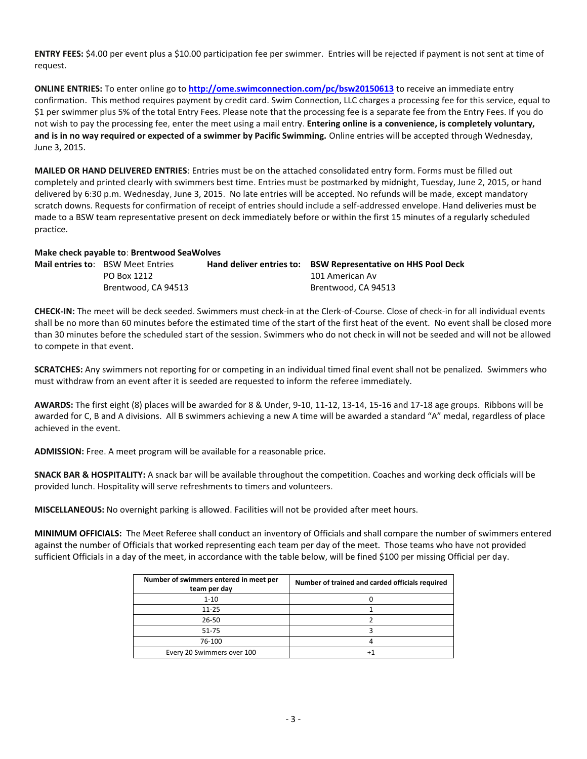**ENTRY FEES:** $4.00 per event plus a $10.00 participation fee per swimmer. Entries will be rejected if payment is not sent at time of request.

**ONLINE ENTRIES:** To enter online go to **http://ome.swimconnection.com/pc/bsw20150613** to receive an immediate entry confirmation. This method requires payment by credit card. Swim Connection, LLC charges a processing fee for this service, equal to $1 per swimmer plus 5% of the total Entry Fees. Please note that the processing fee is a separate fee from the Entry Fees. If you do not wish to pay the processing fee, enter the meet using a mail entry. **Entering online is a convenience, is completely voluntary, and is in no way required or expected of a swimmer by Pacific Swimming.** Online entries will be accepted through Wednesday, June 3, 2015.

**MAILED OR HAND DELIVERED ENTRIES**: Entries must be on the attached consolidated entry form. Forms must be filled out completely and printed clearly with swimmers best time. Entries must be postmarked by midnight, Tuesday, June 2, 2015, or hand delivered by 6:30 p.m. Wednesday, June 3, 2015. No late entries will be accepted. No refunds will be made, except mandatory scratch downs. Requests for confirmation of receipt of entries should include a self-addressed envelope. Hand deliveries must be made to a BSW team representative present on deck immediately before or within the first 15 minutes of a regularly scheduled practice.

**Make check payable to**: **Brentwood SeaWolves**

**Mail entries to**: BSW Meet Entries
PO Box 1212
Brentwood, CA 94513

**Hand deliver entries to: BSW Representative on HHS Pool Deck**
101 American Av
Brentwood, CA 94513

**CHECK-IN:** The meet will be deck seeded. Swimmers must check-in at the Clerk-of-Course. Close of check-in for all individual events shall be no more than 60 minutes before the estimated time of the start of the first heat of the event. No event shall be closed more than 30 minutes before the scheduled start of the session. Swimmers who do not check in will not be seeded and will not be allowed to compete in that event.

**SCRATCHES:** Any swimmers not reporting for or competing in an individual timed final event shall not be penalized. Swimmers who must withdraw from an event after it is seeded are requested to inform the referee immediately.

**AWARDS:** The first eight (8) places will be awarded for 8 & Under, 9-10, 11-12, 13-14, 15-16 and 17-18 age groups. Ribbons will be awarded for C, B and A divisions. All B swimmers achieving a new A time will be awarded a standard "A" medal, regardless of place achieved in the event.

**ADMISSION:** Free. A meet program will be available for a reasonable price.

**SNACK BAR & HOSPITALITY:** A snack bar will be available throughout the competition. Coaches and working deck officials will be provided lunch. Hospitality will serve refreshments to timers and volunteers.

**MISCELLANEOUS:** No overnight parking is allowed. Facilities will not be provided after meet hours.

**MINIMUM OFFICIALS:** The Meet Referee shall conduct an inventory of Officials and shall compare the number of swimmers entered against the number of Officials that worked representing each team per day of the meet. Those teams who have not provided sufficient Officials in a day of the meet, in accordance with the table below, will be fined $100 per missing Official per day.

| Number of swimmers entered in meet per team per day | Number of trained and carded officials required |
|---|---|
| 1-10 | 0 |
| 11-25 | 1 |
| 26-50 | 2 |
| 51-75 | 3 |
| 76-100 | 4 |
| Every 20 Swimmers over 100 | +1 |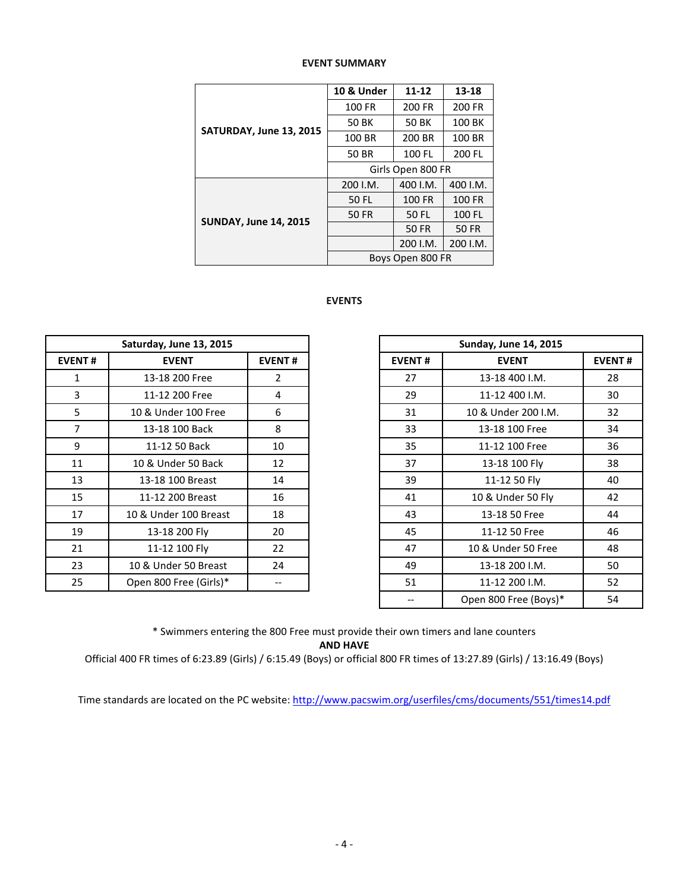**EVENT SUMMARY**

| | 10 & Under | 11-12 | 13-18 |
|---|---|---|---|
| **SATURDAY, June 13, 2015** | 100 FR | 200 FR | 200 FR |
| | 50 BK | 50 BK | 100 BK |
| | 100 BR | 200 BR | 100 BR |
| | 50 BR | 100 FL | 200 FL |
| | Girls Open 800 FR | | |
| **SUNDAY, June 14, 2015** | 200 I.M. | 400 I.M. | 400 I.M. |
| | 50 FL | 100 FR | 100 FR |
| | 50 FR | 50 FL | 100 FL |
| | | 50 FR | 50 FR |
| | | 200 I.M. | 200 I.M. |
| | Boys Open 800 FR | | |

**EVENTS**

| Saturday, June 13, 2015 | | |
|---|---|---|
| **EVENT #** | **EVENT** | **EVENT #** |
| 1 | 13-18 200 Free | 2 |
| 3 | 11-12 200 Free | 4 |
| 5 | 10 & Under 100 Free | 6 |
| 7 | 13-18 100 Back | 8 |
| 9 | 11-12 50 Back | 10 |
| 11 | 10 & Under 50 Back | 12 |
| 13 | 13-18 100 Breast | 14 |
| 15 | 11-12 200 Breast | 16 |
| 17 | 10 & Under 100 Breast | 18 |
| 19 | 13-18 200 Fly | 20 |
| 21 | 11-12 100 Fly | 22 |
| 23 | 10 & Under 50 Breast | 24 |
| 25 | Open 800 Free (Girls)* | -- |

| Sunday, June 14, 2015 | | |
|---|---|---|
| **EVENT #** | **EVENT** | **EVENT #** |
| 27 | 13-18 400 I.M. | 28 |
| 29 | 11-12 400 I.M. | 30 |
| 31 | 10 & Under 200 I.M. | 32 |
| 33 | 13-18 100 Free | 34 |
| 35 | 11-12 100 Free | 36 |
| 37 | 13-18 100 Fly | 38 |
| 39 | 11-12 50 Fly | 40 |
| 41 | 10 & Under 50 Fly | 42 |
| 43 | 13-18 50 Free | 44 |
| 45 | 11-12 50 Free | 46 |
| 47 | 10 & Under 50 Free | 48 |
| 49 | 13-18 200 I.M. | 50 |
| 51 | 11-12 200 I.M. | 52 |
| -- | Open 800 Free (Boys)* | 54 |

\* Swimmers entering the 800 Free must provide their own timers and lane counters
**AND HAVE**
Official 400 FR times of 6:23.89 (Girls) / 6:15.49 (Boys) or official 800 FR times of 13:27.89 (Girls) / 13:16.49 (Boys)

Time standards are located on the PC website: http://www.pacswim.org/userfiles/cms/documents/551/times14.pdf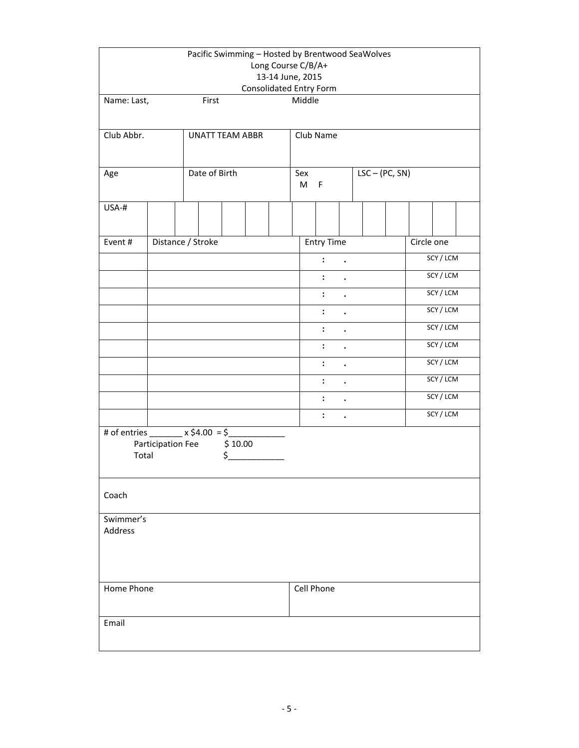Pacific Swimming – Hosted by Brentwood SeaWolves
Long Course C/B/A+
13-14 June, 2015
Consolidated Entry Form

| | | | |
|---|---|---|---|
| Name: Last, | First | Middle | |
| Club Abbr. | UNATT TEAM ABBR | Club Name | |
| Age | Date of Birth | Sex M F | LSC – (PC, SN) |

| | | | | | | | | | | | | | | |
|---|---|---|---|---|---|---|---|---|---|---|---|---|---|---|
| USA-# | | | | | | | | | | | | | | |

| Event # | Distance / Stroke | Entry Time | Circle one |
|---|---|---|---|
| | | : . | SCY / LCM |
| | | : . | SCY / LCM |
| | | : . | SCY / LCM |
| | | : . | SCY / LCM |
| | | : . | SCY / LCM |
| | | : . | SCY / LCM |
| | | : . | SCY / LCM |
| | | : . | SCY / LCM |
| | | : . | SCY / LCM |
| | | : . | SCY / LCM |

# of entries _______ x $4.00 = $____________
Participation Fee $ 10.00
Total $____________

Coach

Swimmer's Address

| | |
|---|---|
| Home Phone | Cell Phone |

Email